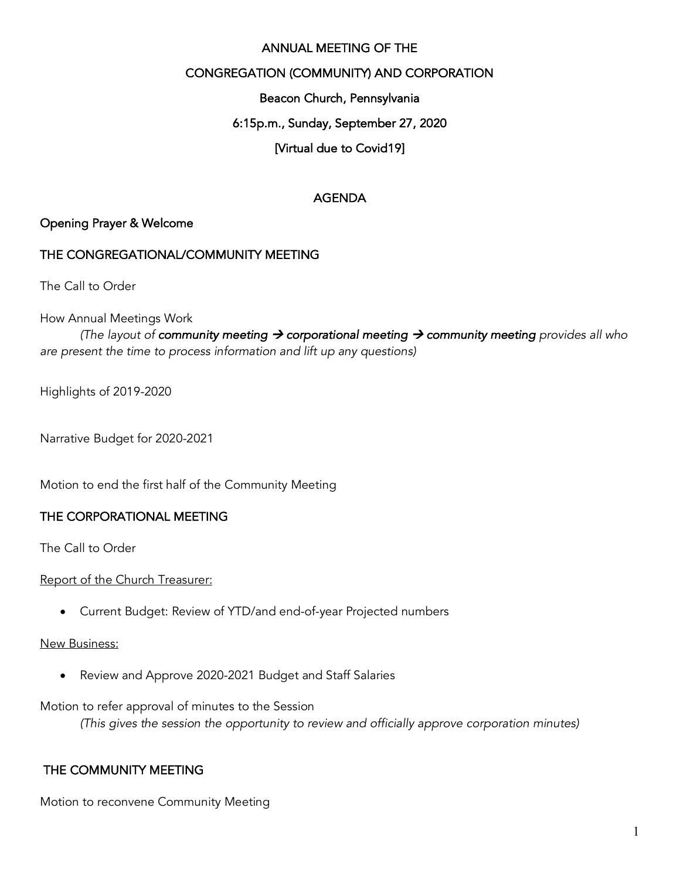# ANNUAL MEETING OF THE

# CONGREGATION (COMMUNITY) AND CORPORATION

## Beacon Church, Pennsylvania

## 6:15p.m., Sunday, September 27, 2020

## [Virtual due to Covid19]

## AGENDA

### Opening Prayer & Welcome

### THE CONGREGATIONAL/COMMUNITY MEETING

The Call to Order

How Annual Meetings Work

*(The layout of **community meeting → corporational meeting → community meeting** provides all who are present the time to process information and lift up any questions)*

Highlights of 2019-2020

Narrative Budget for 2020-2021

Motion to end the first half of the Community Meeting

### THE CORPORATIONAL MEETING

The Call to Order

Report of the Church Treasurer:

- Current Budget: Review of YTD/and end-of-year Projected numbers

New Business:

- Review and Approve 2020-2021 Budget and Staff Salaries

Motion to refer approval of minutes to the Session

*(This gives the session the opportunity to review and officially approve corporation minutes)*

### THE COMMUNITY MEETING

Motion to reconvene Community Meeting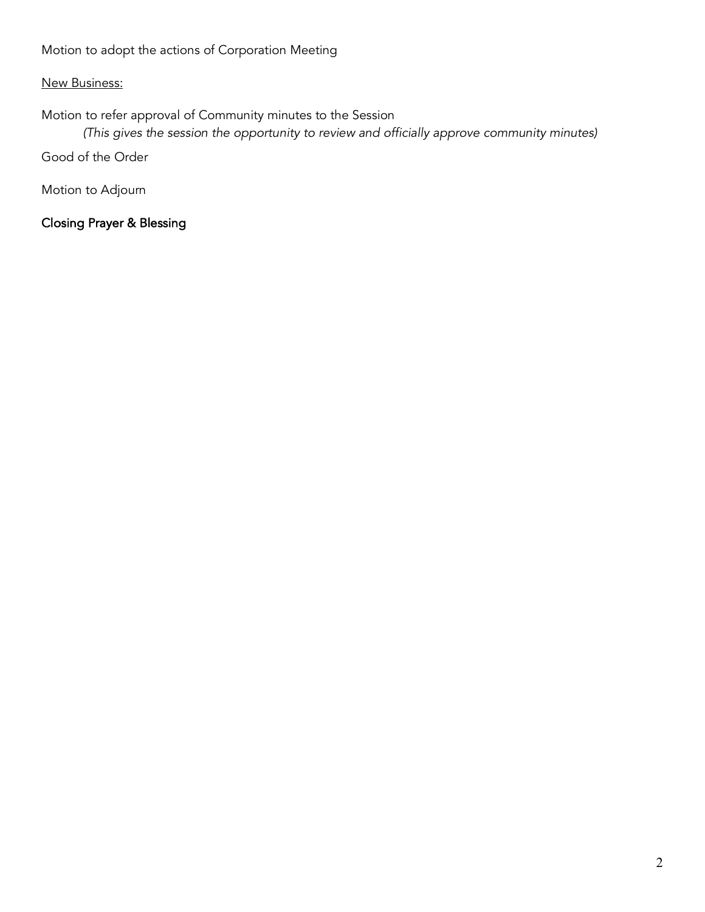Motion to adopt the actions of Corporation Meeting

<u>New Business:</u>

Motion to refer approval of Community minutes to the Session

*(This gives the session the opportunity to review and officially approve community minutes)*

Good of the Order

Motion to Adjourn

Closing Prayer & Blessing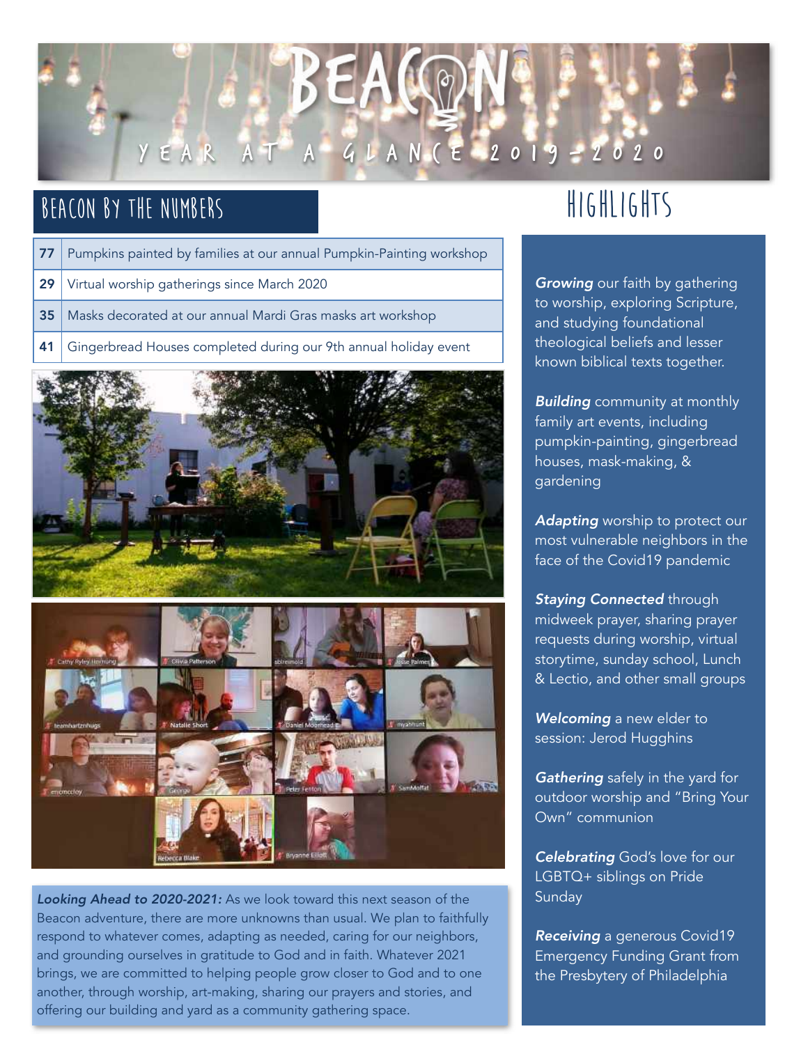# BEACON

YEAR AT A GLANCE 2019-2020

## BEACON BY THE NUMBERS

| | |
|---|---|
| 77 | Pumpkins painted by families at our annual Pumpkin-Painting workshop |
| 29 | Virtual worship gatherings since March 2020 |
| 35 | Masks decorated at our annual Mardi Gras masks art workshop |
| 41 | Gingerbread Houses completed during our 9th annual holiday event |

***Looking Ahead to 2020-2021:*** As we look toward this next season of the Beacon adventure, there are more unknowns than usual. We plan to faithfully respond to whatever comes, adapting as needed, caring for our neighbors, and grounding ourselves in gratitude to God and in faith. Whatever 2021 brings, we are committed to helping people grow closer to God and to one another, through worship, art-making, sharing our prayers and stories, and offering our building and yard as a community gathering space.

## HIGHLIGHTS

***Growing*** our faith by gathering to worship, exploring Scripture, and studying foundational theological beliefs and lesser known biblical texts together.

***Building*** community at monthly family art events, including pumpkin-painting, gingerbread houses, mask-making, & gardening

***Adapting*** worship to protect our most vulnerable neighbors in the face of the Covid19 pandemic

***Staying Connected*** through midweek prayer, sharing prayer requests during worship, virtual storytime, sunday school, Lunch & Lectio, and other small groups

***Welcoming*** a new elder to session: Jerod Hugghins

***Gathering*** safely in the yard for outdoor worship and "Bring Your Own" communion

***Celebrating*** God's love for our LGBTQ+ siblings on Pride Sunday

***Receiving*** a generous Covid19 Emergency Funding Grant from the Presbytery of Philadelphia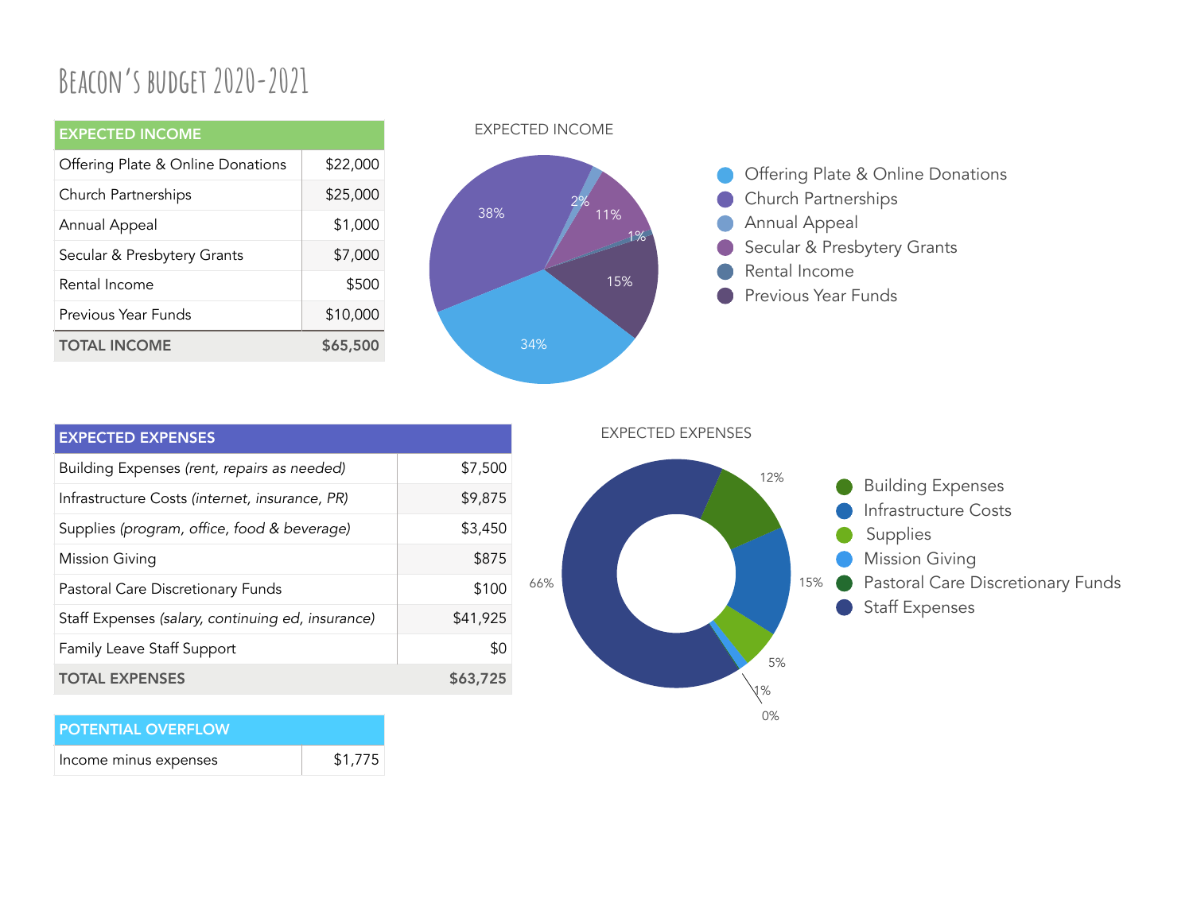# Beacon's budget 2020-2021

| EXPECTED INCOME | |
|---|---|
| Offering Plate & Online Donations | $22,000 |
| Church Partnerships | $25,000 |
| Annual Appeal | $1,000 |
| Secular & Presbytery Grants | $7,000 |
| Rental Income | $500 |
| Previous Year Funds | $10,000 |
| **TOTAL INCOME** | **$65,500** |

EXPECTED INCOME

- Offering Plate & Online Donations: 34%
- Church Partnerships: 38%
- Annual Appeal: 2%
- Secular & Presbytery Grants: 11%
- Rental Income: 1%
- Previous Year Funds: 15%

| EXPECTED EXPENSES | |
|---|---|
| Building Expenses *(rent, repairs as needed)* | $7,500 |
| Infrastructure Costs *(internet, insurance, PR)* | $9,875 |
| Supplies *(program, office, food & beverage)* | $3,450 |
| Mission Giving | $875 |
| Pastoral Care Discretionary Funds | $100 |
| Staff Expenses *(salary, continuing ed, insurance)* | $41,925 |
| Family Leave Staff Support | $0 |
| **TOTAL EXPENSES** | **$63,725** |

EXPECTED EXPENSES

- Building Expenses: 12%
- Infrastructure Costs: 15%
- Supplies: 5%
- Mission Giving: 1%
- Pastoral Care Discretionary Funds: 0%
- Staff Expenses: 66%

| POTENTIAL OVERFLOW | |
|---|---|
| Income minus expenses | $1,775 |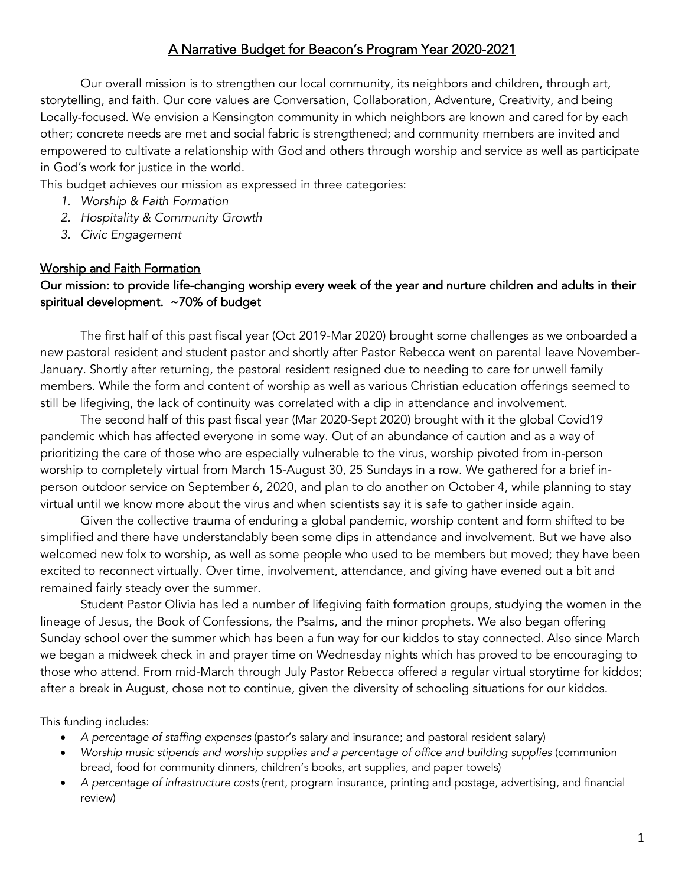# A Narrative Budget for Beacon's Program Year 2020-2021

Our overall mission is to strengthen our local community, its neighbors and children, through art, storytelling, and faith. Our core values are Conversation, Collaboration, Adventure, Creativity, and being Locally-focused. We envision a Kensington community in which neighbors are known and cared for by each other; concrete needs are met and social fabric is strengthened; and community members are invited and empowered to cultivate a relationship with God and others through worship and service as well as participate in God's work for justice in the world.

This budget achieves our mission as expressed in three categories:

1. *Worship & Faith Formation*
2. *Hospitality & Community Growth*
3. *Civic Engagement*

## Worship and Faith Formation

### Our mission: to provide life-changing worship every week of the year and nurture children and adults in their spiritual development. ~70% of budget

The first half of this past fiscal year (Oct 2019-Mar 2020) brought some challenges as we onboarded a new pastoral resident and student pastor and shortly after Pastor Rebecca went on parental leave November-January. Shortly after returning, the pastoral resident resigned due to needing to care for unwell family members. While the form and content of worship as well as various Christian education offerings seemed to still be lifegiving, the lack of continuity was correlated with a dip in attendance and involvement.

The second half of this past fiscal year (Mar 2020-Sept 2020) brought with it the global Covid19 pandemic which has affected everyone in some way. Out of an abundance of caution and as a way of prioritizing the care of those who are especially vulnerable to the virus, worship pivoted from in-person worship to completely virtual from March 15-August 30, 25 Sundays in a row. We gathered for a brief in-person outdoor service on September 6, 2020, and plan to do another on October 4, while planning to stay virtual until we know more about the virus and when scientists say it is safe to gather inside again.

Given the collective trauma of enduring a global pandemic, worship content and form shifted to be simplified and there have understandably been some dips in attendance and involvement. But we have also welcomed new folx to worship, as well as some people who used to be members but moved; they have been excited to reconnect virtually. Over time, involvement, attendance, and giving have evened out a bit and remained fairly steady over the summer.

Student Pastor Olivia has led a number of lifegiving faith formation groups, studying the women in the lineage of Jesus, the Book of Confessions, the Psalms, and the minor prophets. We also began offering Sunday school over the summer which has been a fun way for our kiddos to stay connected. Also since March we began a midweek check in and prayer time on Wednesday nights which has proved to be encouraging to those who attend. From mid-March through July Pastor Rebecca offered a regular virtual storytime for kiddos; after a break in August, chose not to continue, given the diversity of schooling situations for our kiddos.

This funding includes:

- *A percentage of staffing expenses* (pastor's salary and insurance; and pastoral resident salary)
- *Worship music stipends and worship supplies and a percentage of office and building supplies* (communion bread, food for community dinners, children's books, art supplies, and paper towels)
- *A percentage of infrastructure costs* (rent, program insurance, printing and postage, advertising, and financial review)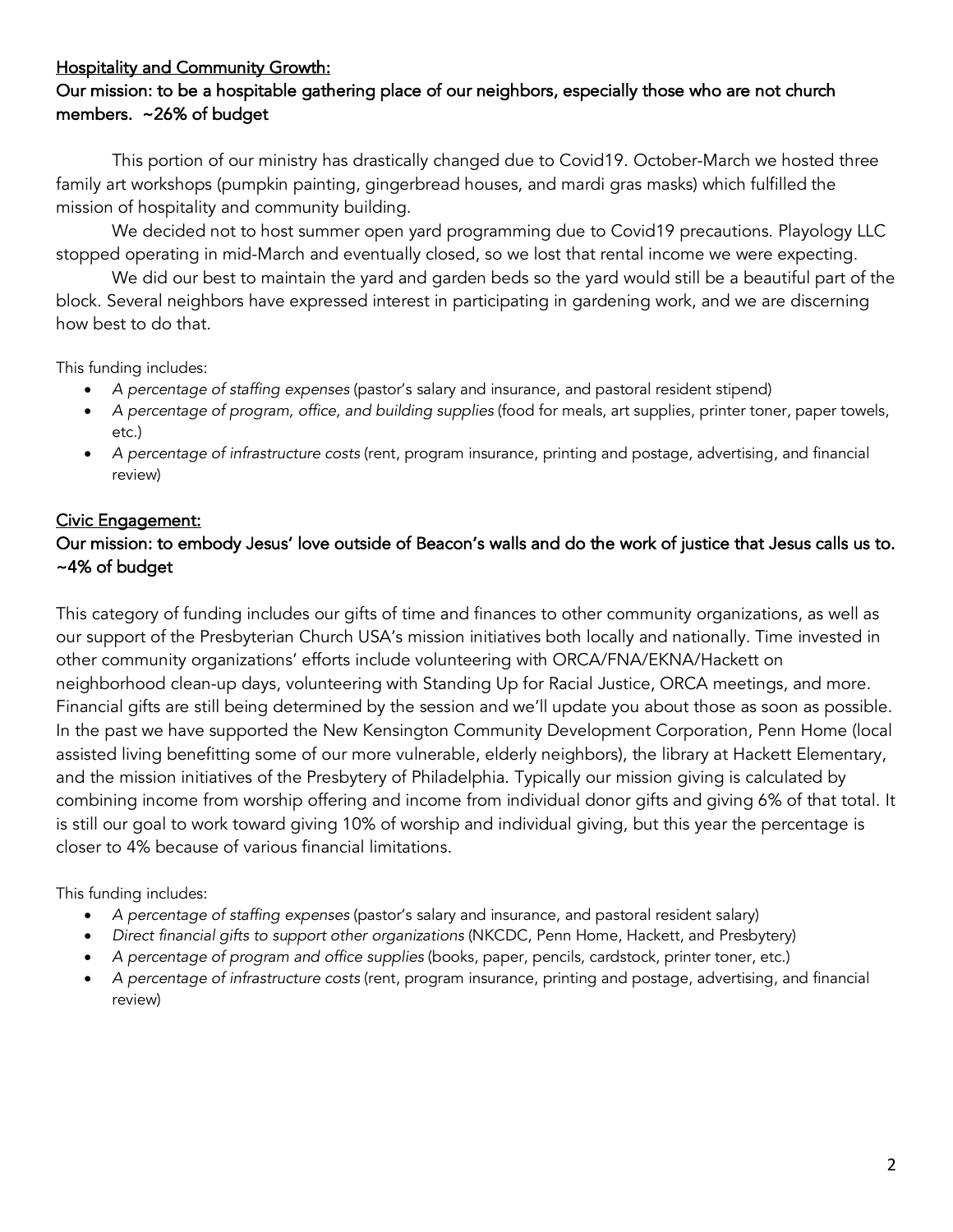## Hospitality and Community Growth:

**Our mission: to be a hospitable gathering place of our neighbors, especially those who are not church members. ~26% of budget**

This portion of our ministry has drastically changed due to Covid19. October-March we hosted three family art workshops (pumpkin painting, gingerbread houses, and mardi gras masks) which fulfilled the mission of hospitality and community building.

We decided not to host summer open yard programming due to Covid19 precautions. Playology LLC stopped operating in mid-March and eventually closed, so we lost that rental income we were expecting.

We did our best to maintain the yard and garden beds so the yard would still be a beautiful part of the block. Several neighbors have expressed interest in participating in gardening work, and we are discerning how best to do that.

This funding includes:

- *A percentage of staffing expenses* (pastor's salary and insurance, and pastoral resident stipend)
- *A percentage of program, office, and building supplies* (food for meals, art supplies, printer toner, paper towels, etc.)
- *A percentage of infrastructure costs* (rent, program insurance, printing and postage, advertising, and financial review)

## Civic Engagement:

**Our mission: to embody Jesus' love outside of Beacon's walls and do the work of justice that Jesus calls us to. ~4% of budget**

This category of funding includes our gifts of time and finances to other community organizations, as well as our support of the Presbyterian Church USA's mission initiatives both locally and nationally. Time invested in other community organizations' efforts include volunteering with ORCA/FNA/EKNA/Hackett on neighborhood clean-up days, volunteering with Standing Up for Racial Justice, ORCA meetings, and more. Financial gifts are still being determined by the session and we'll update you about those as soon as possible. In the past we have supported the New Kensington Community Development Corporation, Penn Home (local assisted living benefitting some of our more vulnerable, elderly neighbors), the library at Hackett Elementary, and the mission initiatives of the Presbytery of Philadelphia. Typically our mission giving is calculated by combining income from worship offering and income from individual donor gifts and giving 6% of that total. It is still our goal to work toward giving 10% of worship and individual giving, but this year the percentage is closer to 4% because of various financial limitations.

This funding includes:

- *A percentage of staffing expenses* (pastor's salary and insurance, and pastoral resident salary)
- *Direct financial gifts to support other organizations* (NKCDC, Penn Home, Hackett, and Presbytery)
- *A percentage of program and office supplies* (books, paper, pencils, cardstock, printer toner, etc.)
- *A percentage of infrastructure costs* (rent, program insurance, printing and postage, advertising, and financial review)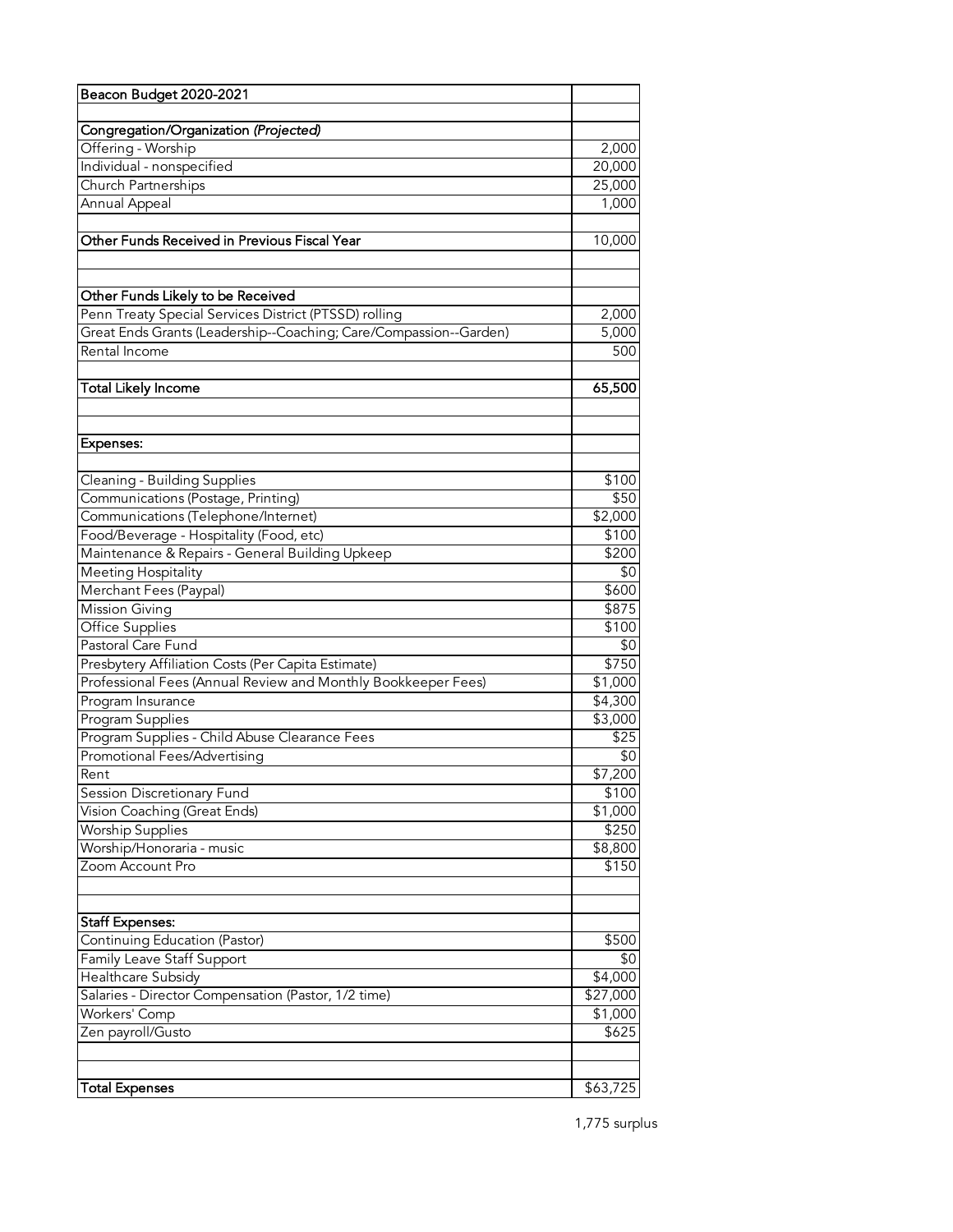| Beacon Budget 2020-2021 | |
|---|---|
| | |
| Congregation/Organization *(Projected)* | |
| Offering - Worship | 2,000 |
| Individual - nonspecified | 20,000 |
| Church Partnerships | 25,000 |
| Annual Appeal | 1,000 |
| | |
| Other Funds Received in Previous Fiscal Year | 10,000 |
| | |
| | |
| Other Funds Likely to be Received | |
| Penn Treaty Special Services District (PTSSD) rolling | 2,000 |
| Great Ends Grants (Leadership--Coaching; Care/Compassion--Garden) | 5,000 |
| Rental Income | 500 |
| | |
| **Total Likely Income** | **65,500** |
| | |
| | |
| Expenses: | |
| | |
| Cleaning - Building Supplies | $100 |
| Communications (Postage, Printing) | $50 |
| Communications (Telephone/Internet) | $2,000 |
| Food/Beverage - Hospitality (Food, etc) | $100 |
| Maintenance & Repairs - General Building Upkeep | $200 |
| Meeting Hospitality | $0 |
| Merchant Fees (Paypal) | $600 |
| Mission Giving | $875 |
| Office Supplies | $100 |
| Pastoral Care Fund | $0 |
| Presbytery Affiliation Costs (Per Capita Estimate) | $750 |
| Professional Fees (Annual Review and Monthly Bookkeeper Fees) | $1,000 |
| Program Insurance | $4,300 |
| Program Supplies | $3,000 |
| Program Supplies - Child Abuse Clearance Fees | $25 |
| Promotional Fees/Advertising | $0 |
| Rent | $7,200 |
| Session Discretionary Fund | $100 |
| Vision Coaching (Great Ends) | $1,000 |
| Worship Supplies | $250 |
| Worship/Honoraria - music | $8,800 |
| Zoom Account Pro | $150 |
| | |
| | |
| Staff Expenses: | |
| Continuing Education (Pastor) | $500 |
| Family Leave Staff Support | $0 |
| Healthcare Subsidy | $4,000 |
| Salaries - Director Compensation (Pastor, 1/2 time) | $27,000 |
| Workers' Comp | $1,000 |
| Zen payroll/Gusto | $625 |
| | |
| | |
| Total Expenses | $63,725 |

1,775 surplus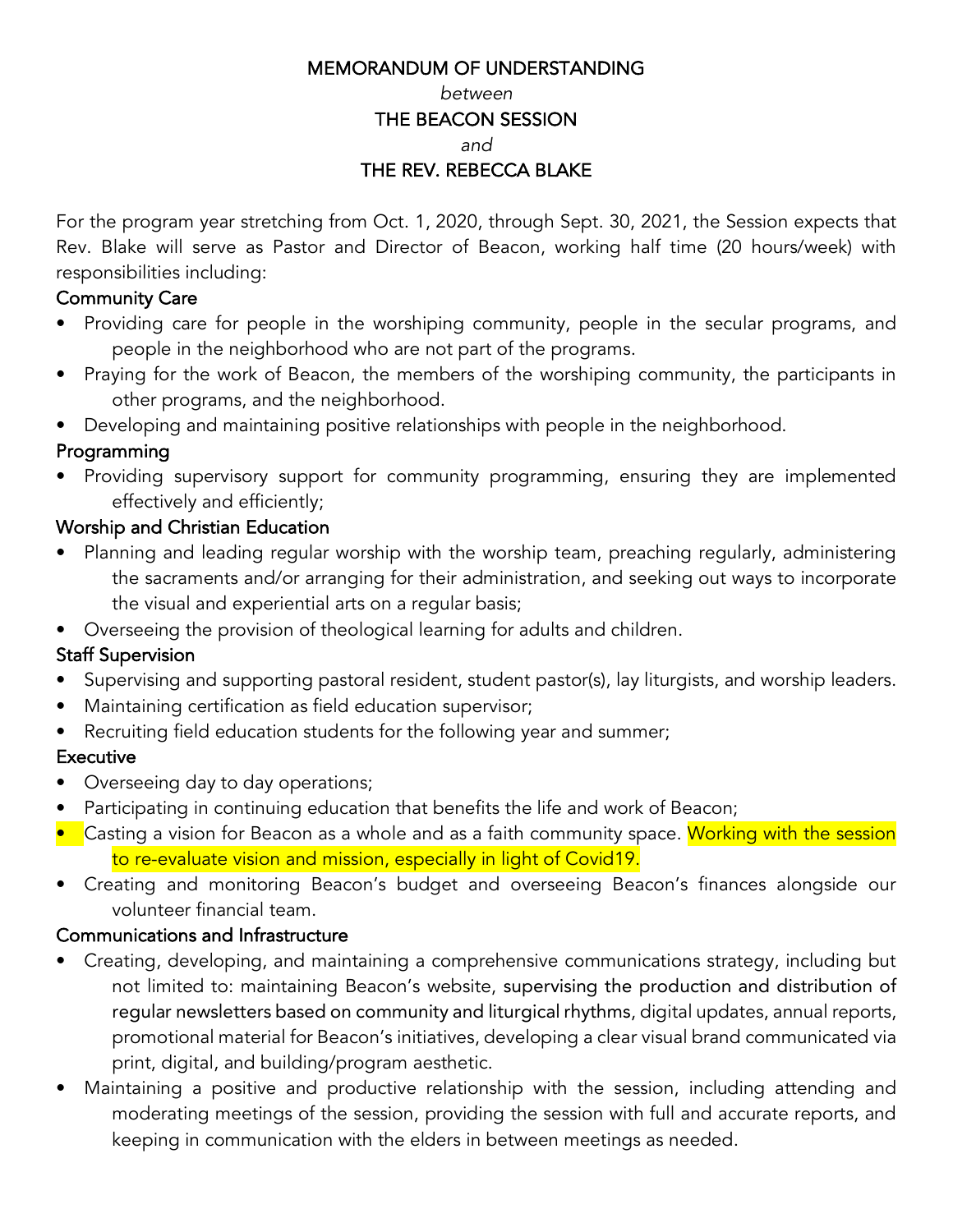MEMORANDUM OF UNDERSTANDING

*between*

THE BEACON SESSION

*and*

THE REV. REBECCA BLAKE

For the program year stretching from Oct. 1, 2020, through Sept. 30, 2021, the Session expects that Rev. Blake will serve as Pastor and Director of Beacon, working half time (20 hours/week) with responsibilities including:

## Community Care

- Providing care for people in the worshiping community, people in the secular programs, and people in the neighborhood who are not part of the programs.
- Praying for the work of Beacon, the members of the worshiping community, the participants in other programs, and the neighborhood.
- Developing and maintaining positive relationships with people in the neighborhood.

## Programming

- Providing supervisory support for community programming, ensuring they are implemented effectively and efficiently;

## Worship and Christian Education

- Planning and leading regular worship with the worship team, preaching regularly, administering the sacraments and/or arranging for their administration, and seeking out ways to incorporate the visual and experiential arts on a regular basis;
- Overseeing the provision of theological learning for adults and children.

## Staff Supervision

- Supervising and supporting pastoral resident, student pastor(s), lay liturgists, and worship leaders.
- Maintaining certification as field education supervisor;
- Recruiting field education students for the following year and summer;

## Executive

- Overseeing day to day operations;
- Participating in continuing education that benefits the life and work of Beacon;
- Casting a vision for Beacon as a whole and as a faith community space. Working with the session to re-evaluate vision and mission, especially in light of Covid19.
- Creating and monitoring Beacon's budget and overseeing Beacon's finances alongside our volunteer financial team.

## Communications and Infrastructure

- Creating, developing, and maintaining a comprehensive communications strategy, including but not limited to: maintaining Beacon's website, supervising the production and distribution of regular newsletters based on community and liturgical rhythms, digital updates, annual reports, promotional material for Beacon's initiatives, developing a clear visual brand communicated via print, digital, and building/program aesthetic.
- Maintaining a positive and productive relationship with the session, including attending and moderating meetings of the session, providing the session with full and accurate reports, and keeping in communication with the elders in between meetings as needed.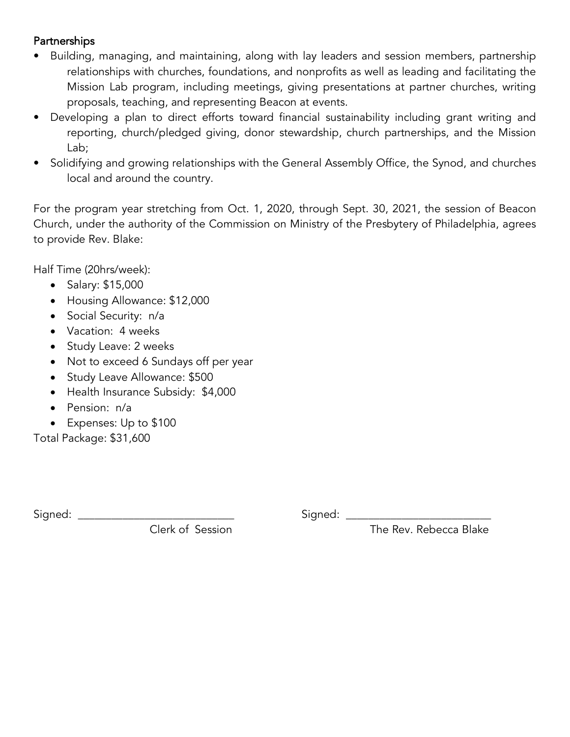### Partnerships

- Building, managing, and maintaining, along with lay leaders and session members, partnership relationships with churches, foundations, and nonprofits as well as leading and facilitating the Mission Lab program, including meetings, giving presentations at partner churches, writing proposals, teaching, and representing Beacon at events.
- Developing a plan to direct efforts toward financial sustainability including grant writing and reporting, church/pledged giving, donor stewardship, church partnerships, and the Mission Lab;
- Solidifying and growing relationships with the General Assembly Office, the Synod, and churches local and around the country.

For the program year stretching from Oct. 1, 2020, through Sept. 30, 2021, the session of Beacon Church, under the authority of the Commission on Ministry of the Presbytery of Philadelphia, agrees to provide Rev. Blake:

Half Time (20hrs/week):

- Salary: $15,000
- Housing Allowance: $12,000
- Social Security: n/a
- Vacation: 4 weeks
- Study Leave: 2 weeks
- Not to exceed 6 Sundays off per year
- Study Leave Allowance: $500
- Health Insurance Subsidy: $4,000
- Pension: n/a
- Expenses: Up to $100

Total Package: $31,600

Signed: ___________________________
Clerk of Session

Signed: _________________________
The Rev. Rebecca Blake